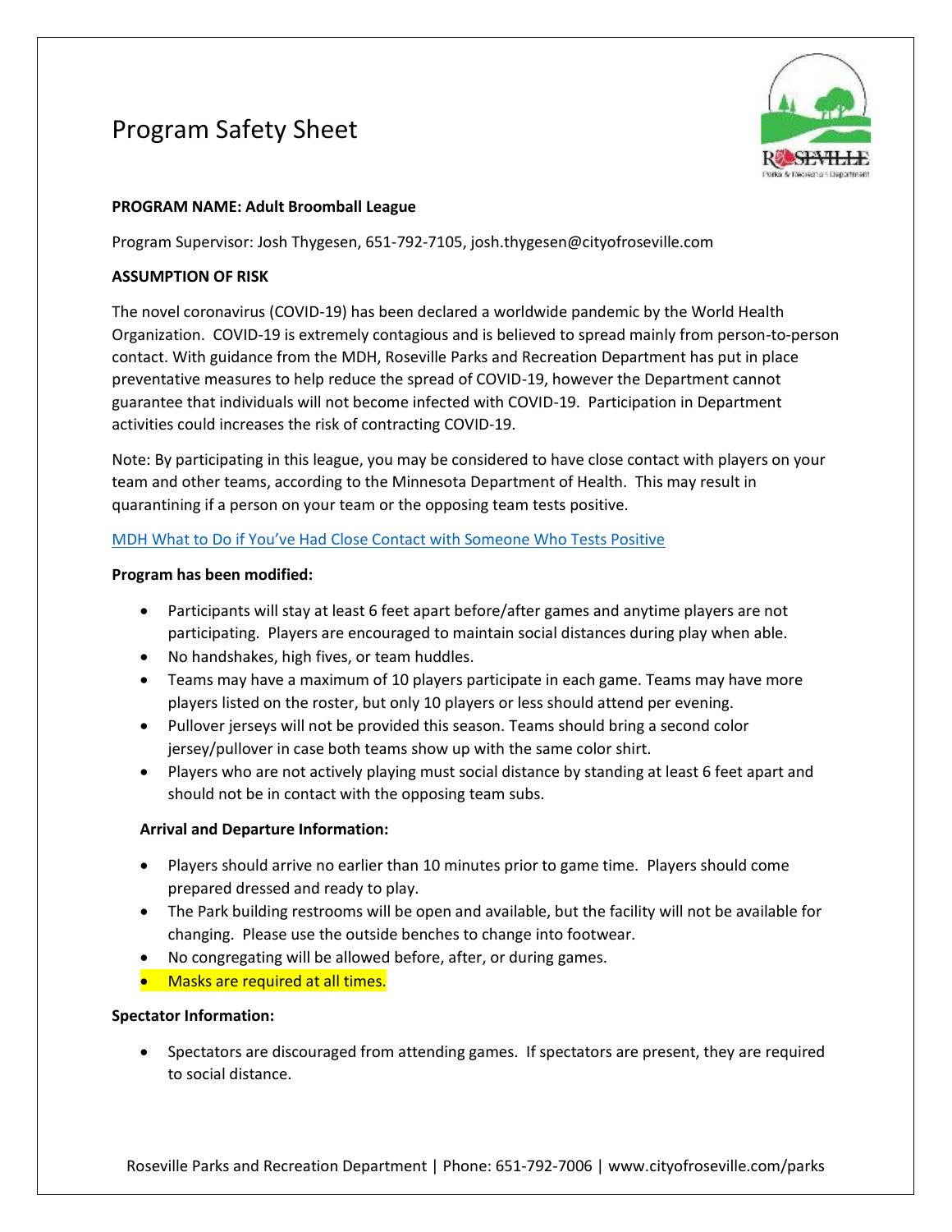# Program Safety Sheet

**PROGRAM NAME: Adult Broomball League**

Program Supervisor: Josh Thygesen, 651-792-7105, josh.thygesen@cityofroseville.com

**ASSUMPTION OF RISK**

The novel coronavirus (COVID-19) has been declared a worldwide pandemic by the World Health Organization. COVID-19 is extremely contagious and is believed to spread mainly from person-to-person contact. With guidance from the MDH, Roseville Parks and Recreation Department has put in place preventative measures to help reduce the spread of COVID-19, however the Department cannot guarantee that individuals will not become infected with COVID-19. Participation in Department activities could increases the risk of contracting COVID-19.

Note: By participating in this league, you may be considered to have close contact with players on your team and other teams, according to the Minnesota Department of Health. This may result in quarantining if a person on your team or the opposing team tests positive.

[MDH What to Do if You've Had Close Contact with Someone Who Tests Positive]

**Program has been modified:**

- Participants will stay at least 6 feet apart before/after games and anytime players are not participating. Players are encouraged to maintain social distances during play when able.
- No handshakes, high fives, or team huddles.
- Teams may have a maximum of 10 players participate in each game. Teams may have more players listed on the roster, but only 10 players or less should attend per evening.
- Pullover jerseys will not be provided this season. Teams should bring a second color jersey/pullover in case both teams show up with the same color shirt.
- Players who are not actively playing must social distance by standing at least 6 feet apart and should not be in contact with the opposing team subs.

**Arrival and Departure Information:**

- Players should arrive no earlier than 10 minutes prior to game time. Players should come prepared dressed and ready to play.
- The Park building restrooms will be open and available, but the facility will not be available for changing. Please use the outside benches to change into footwear.
- No congregating will be allowed before, after, or during games.
- Masks are required at all times.

**Spectator Information:**

- Spectators are discouraged from attending games. If spectators are present, they are required to social distance.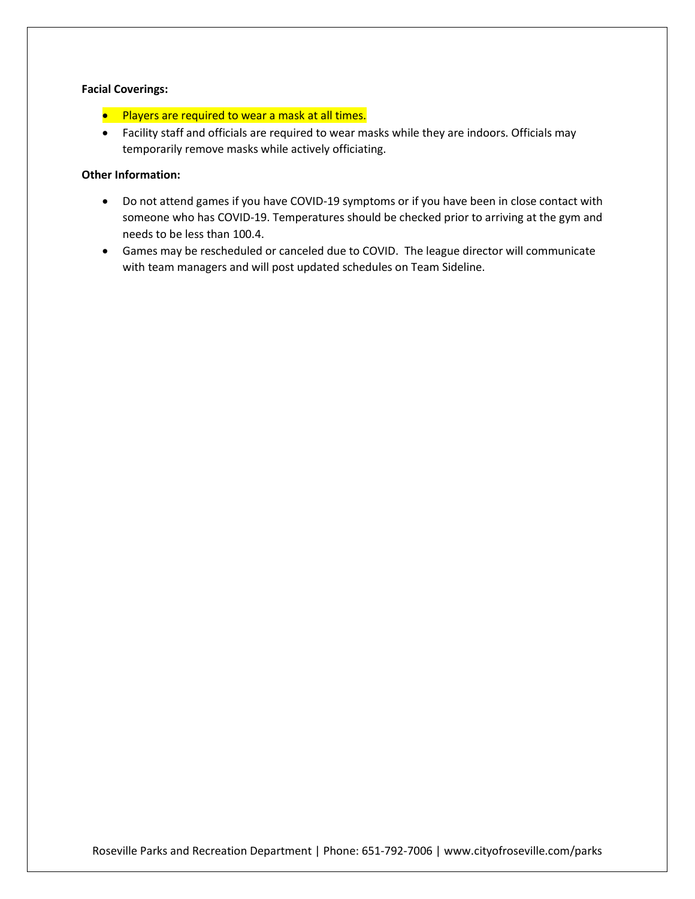**Facial Coverings:**

- Players are required to wear a mask at all times.
- Facility staff and officials are required to wear masks while they are indoors. Officials may temporarily remove masks while actively officiating.

**Other Information:**

- Do not attend games if you have COVID-19 symptoms or if you have been in close contact with someone who has COVID-19. Temperatures should be checked prior to arriving at the gym and needs to be less than 100.4.
- Games may be rescheduled or canceled due to COVID. The league director will communicate with team managers and will post updated schedules on Team Sideline.